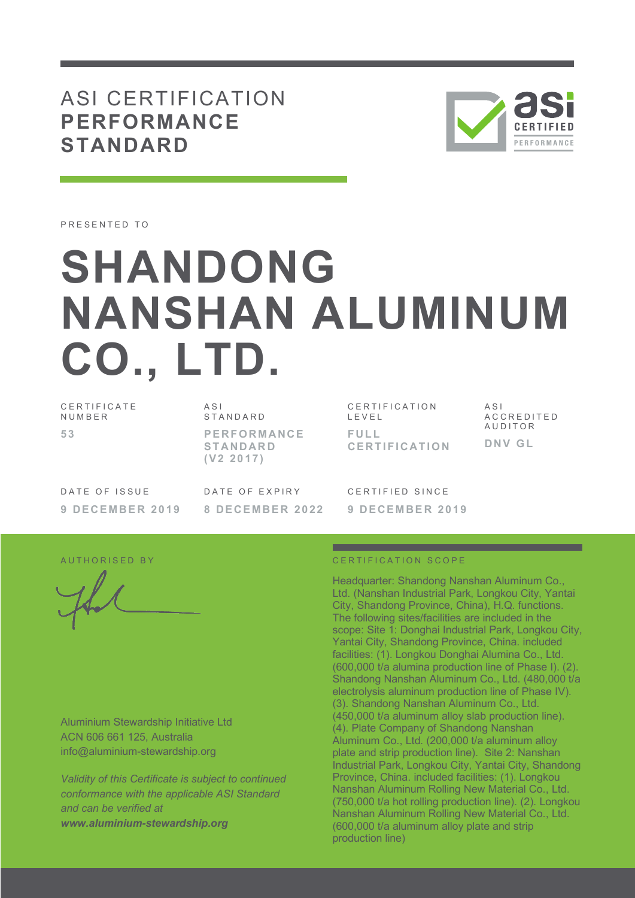# ASI CERTIFICATION **PERFORMANCE STANDARD**

PRESENTED TO

# SHANDONG NANSHAN ALUMINUM CO., LTD.

| CERTIFICATE NUMBER | ASI STANDARD | CERTIFICATION LEVEL | ASI ACCREDITED AUDITOR |
|---|---|---|---|
| **53** | **PERFORMANCE STANDARD (V2 2017)** | **FULL CERTIFICATION** | **DNV GL** |

| DATE OF ISSUE | DATE OF EXPIRY | CERTIFIED SINCE |
|---|---|---|
| **9 DECEMBER 2019** | **8 DECEMBER 2022** | **9 DECEMBER 2019** |

AUTHORISED BY

Aluminium Stewardship Initiative Ltd
ACN 606 661 125, Australia
info@aluminium-stewardship.org

*Validity of this Certificate is subject to continued conformance with the applicable ASI Standard and can be verified at*
***www.aluminium-stewardship.org***

CERTIFICATION SCOPE

Headquarter: Shandong Nanshan Aluminum Co., Ltd. (Nanshan Industrial Park, Longkou City, Yantai City, Shandong Province, China), H.Q. functions. The following sites/facilities are included in the scope: Site 1: Donghai Industrial Park, Longkou City, Yantai City, Shandong Province, China. included facilities: (1). Longkou Donghai Alumina Co., Ltd. (600,000 t/a alumina production line of Phase I). (2). Shandong Nanshan Aluminum Co., Ltd. (480,000 t/a electrolysis aluminum production line of Phase IV). (3). Shandong Nanshan Aluminum Co., Ltd. (450,000 t/a aluminum alloy slab production line). (4). Plate Company of Shandong Nanshan Aluminum Co., Ltd. (200,000 t/a aluminum alloy plate and strip production line). Site 2: Nanshan Industrial Park, Longkou City, Yantai City, Shandong Province, China. included facilities: (1). Longkou Nanshan Aluminum Rolling New Material Co., Ltd. (750,000 t/a hot rolling production line). (2). Longkou Nanshan Aluminum Rolling New Material Co., Ltd. (600,000 t/a aluminum alloy plate and strip production line)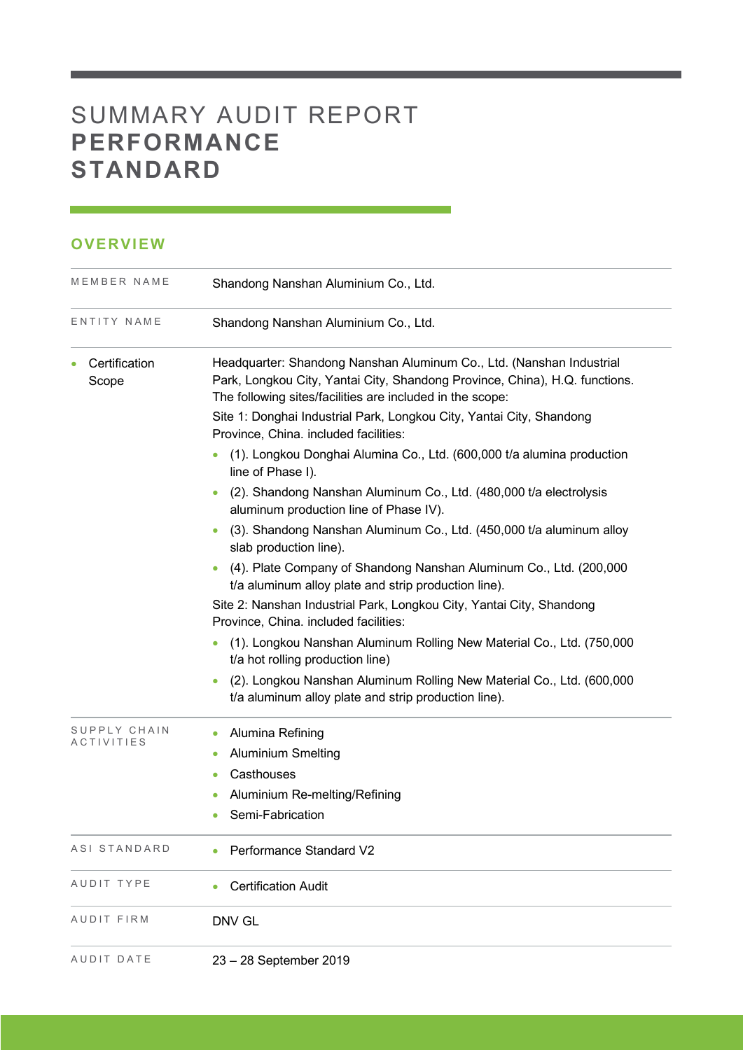# SUMMARY AUDIT REPORT **PERFORMANCE STANDARD**

## OVERVIEW

| | |
|---|---|
| MEMBER NAME | Shandong Nanshan Aluminium Co., Ltd. |
| ENTITY NAME | Shandong Nanshan Aluminium Co., Ltd. |
| Certification Scope | Headquarter: Shandong Nanshan Aluminum Co., Ltd. (Nanshan Industrial Park, Longkou City, Yantai City, Shandong Province, China), H.Q. functions. The following sites/facilities are included in the scope:<br>Site 1: Donghai Industrial Park, Longkou City, Yantai City, Shandong Province, China. included facilities:<br>• (1). Longkou Donghai Alumina Co., Ltd. (600,000 t/a alumina production line of Phase I).<br>• (2). Shandong Nanshan Aluminum Co., Ltd. (480,000 t/a electrolysis aluminum production line of Phase IV).<br>• (3). Shandong Nanshan Aluminum Co., Ltd. (450,000 t/a aluminum alloy slab production line).<br>• (4). Plate Company of Shandong Nanshan Aluminum Co., Ltd. (200,000 t/a aluminum alloy plate and strip production line).<br>Site 2: Nanshan Industrial Park, Longkou City, Yantai City, Shandong Province, China. included facilities:<br>• (1). Longkou Nanshan Aluminum Rolling New Material Co., Ltd. (750,000 t/a hot rolling production line)<br>• (2). Longkou Nanshan Aluminum Rolling New Material Co., Ltd. (600,000 t/a aluminum alloy plate and strip production line). |
| SUPPLY CHAIN ACTIVITIES | • Alumina Refining<br>• Aluminium Smelting<br>• Casthouses<br>• Aluminium Re-melting/Refining<br>• Semi-Fabrication |
| ASI STANDARD | • Performance Standard V2 |
| AUDIT TYPE | • Certification Audit |
| AUDIT FIRM | DNV GL |
| AUDIT DATE | 23 – 28 September 2019 |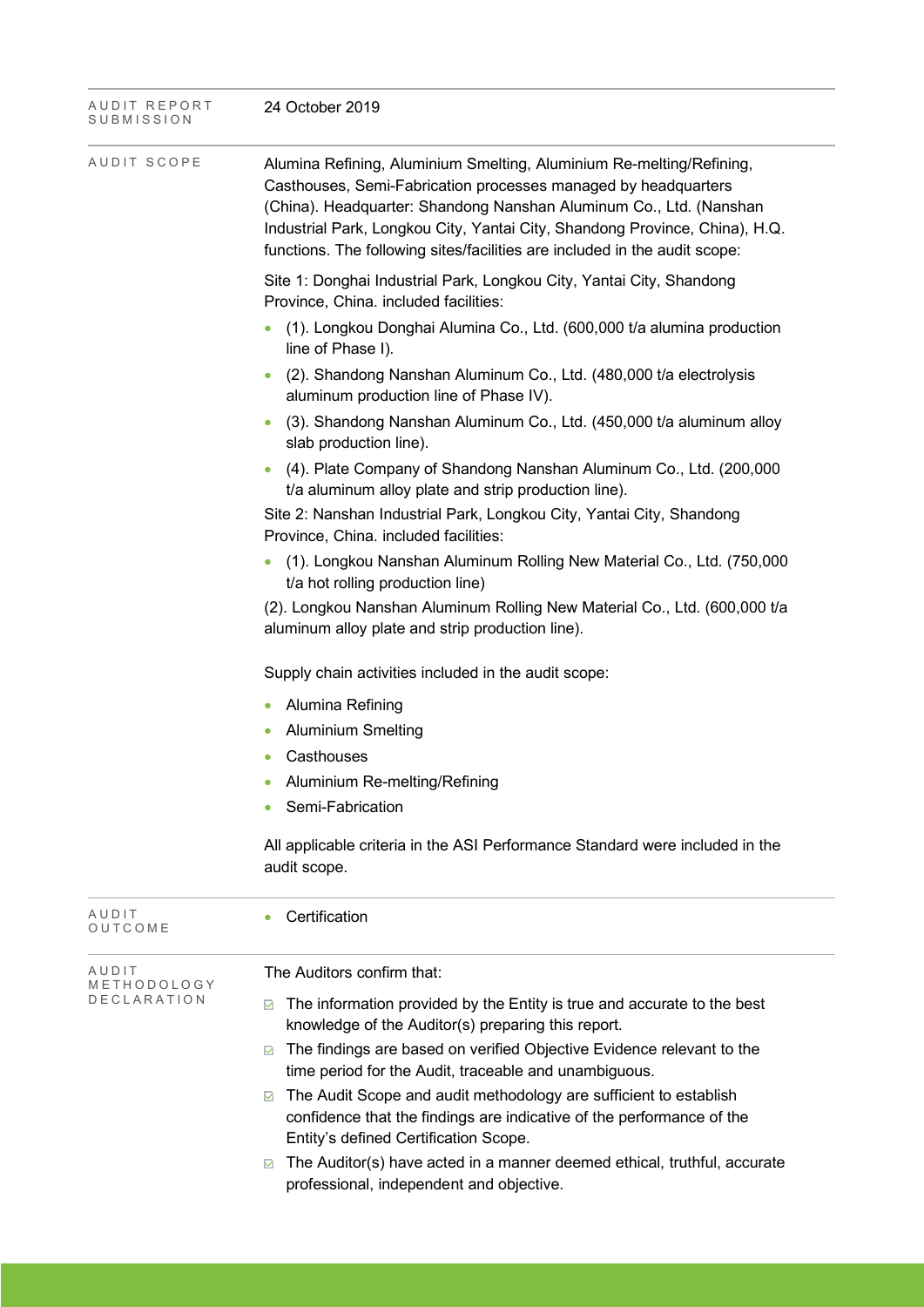| | |
|---|---|
| AUDIT REPORT SUBMISSION | 24 October 2019 |
| AUDIT SCOPE | Alumina Refining, Aluminium Smelting, Aluminium Re-melting/Refining, Casthouses, Semi-Fabrication processes managed by headquarters (China). Headquarter: Shandong Nanshan Aluminum Co., Ltd. (Nanshan Industrial Park, Longkou City, Yantai City, Shandong Province, China), H.Q. functions. The following sites/facilities are included in the audit scope:<br><br>Site 1: Donghai Industrial Park, Longkou City, Yantai City, Shandong Province, China. included facilities:<br>• (1). Longkou Donghai Alumina Co., Ltd. (600,000 t/a alumina production line of Phase I).<br>• (2). Shandong Nanshan Aluminum Co., Ltd. (480,000 t/a electrolysis aluminum production line of Phase IV).<br>• (3). Shandong Nanshan Aluminum Co., Ltd. (450,000 t/a aluminum alloy slab production line).<br>• (4). Plate Company of Shandong Nanshan Aluminum Co., Ltd. (200,000 t/a aluminum alloy plate and strip production line).<br>Site 2: Nanshan Industrial Park, Longkou City, Yantai City, Shandong Province, China. included facilities:<br>• (1). Longkou Nanshan Aluminum Rolling New Material Co., Ltd. (750,000 t/a hot rolling production line)<br>(2). Longkou Nanshan Aluminum Rolling New Material Co., Ltd. (600,000 t/a aluminum alloy plate and strip production line).<br><br>Supply chain activities included in the audit scope:<br>• Alumina Refining<br>• Aluminium Smelting<br>• Casthouses<br>• Aluminium Re-melting/Refining<br>• Semi-Fabrication<br><br>All applicable criteria in the ASI Performance Standard were included in the audit scope. |
| AUDIT OUTCOME | • Certification |
| AUDIT METHODOLOGY DECLARATION | The Auditors confirm that:<br>☑ The information provided by the Entity is true and accurate to the best knowledge of the Auditor(s) preparing this report.<br>☑ The findings are based on verified Objective Evidence relevant to the time period for the Audit, traceable and unambiguous.<br>☑ The Audit Scope and audit methodology are sufficient to establish confidence that the findings are indicative of the performance of the Entity's defined Certification Scope.<br>☑ The Auditor(s) have acted in a manner deemed ethical, truthful, accurate professional, independent and objective. |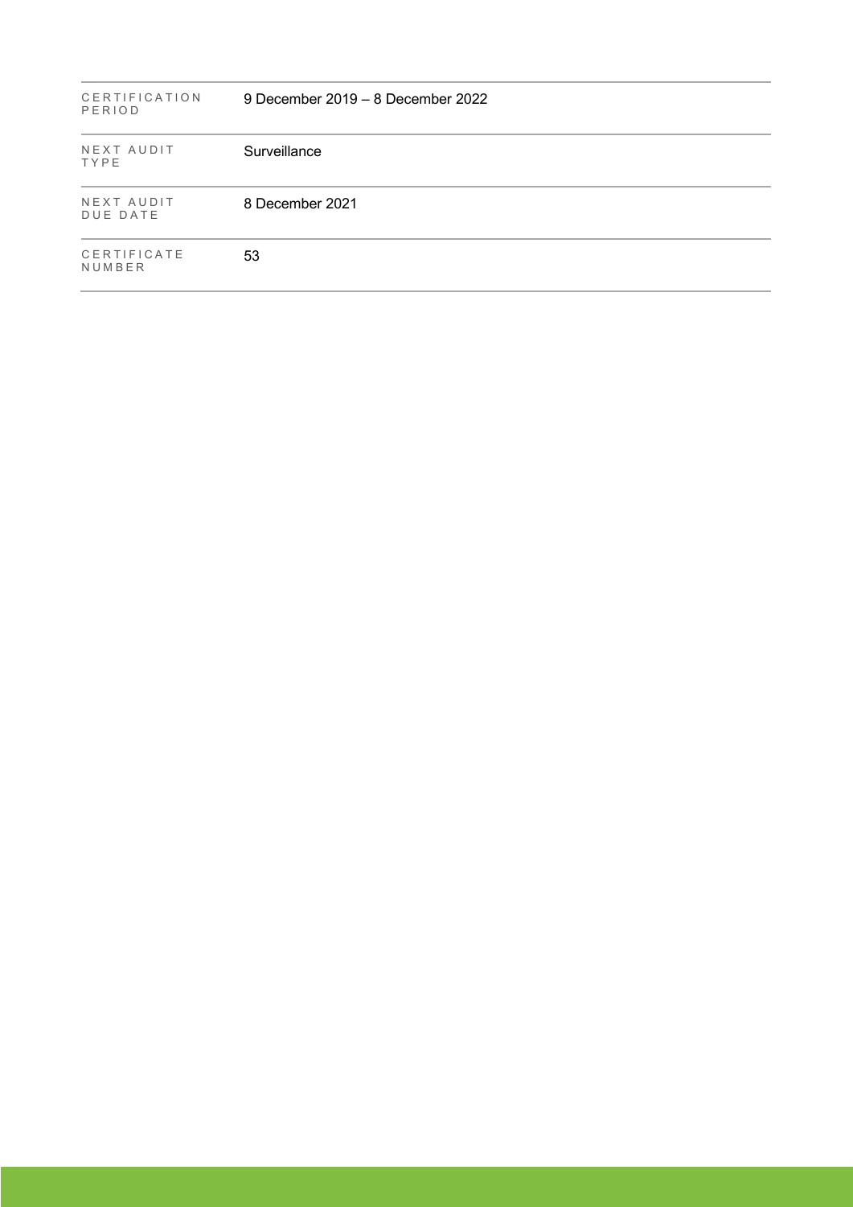| | |
|---|---|
| CERTIFICATION PERIOD | 9 December 2019 – 8 December 2022 |
| NEXT AUDIT TYPE | Surveillance |
| NEXT AUDIT DUE DATE | 8 December 2021 |
| CERTIFICATE NUMBER | 53 |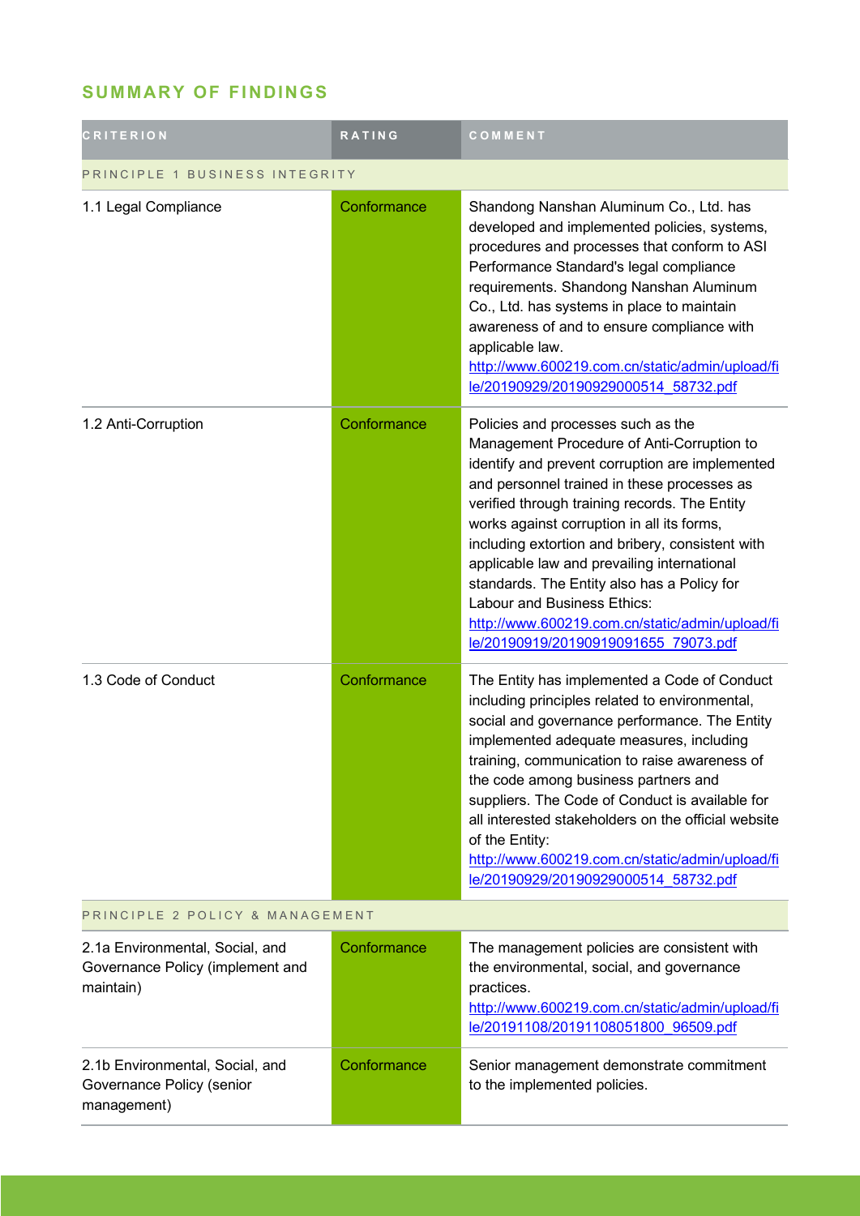## SUMMARY OF FINDINGS

| CRITERION | RATING | COMMENT |
|---|---|---|
| PRINCIPLE 1 BUSINESS INTEGRITY | | |
| 1.1 Legal Compliance | Conformance | Shandong Nanshan Aluminum Co., Ltd. has developed and implemented policies, systems, procedures and processes that conform to ASI Performance Standard's legal compliance requirements. Shandong Nanshan Aluminum Co., Ltd. has systems in place to maintain awareness of and to ensure compliance with applicable law. http://www.600219.com.cn/static/admin/upload/file/20190929/20190929000514_58732.pdf |
| 1.2 Anti-Corruption | Conformance | Policies and processes such as the Management Procedure of Anti-Corruption to identify and prevent corruption are implemented and personnel trained in these processes as verified through training records. The Entity works against corruption in all its forms, including extortion and bribery, consistent with applicable law and prevailing international standards. The Entity also has a Policy for Labour and Business Ethics: http://www.600219.com.cn/static/admin/upload/file/20190919/20190919091655_79073.pdf |
| 1.3 Code of Conduct | Conformance | The Entity has implemented a Code of Conduct including principles related to environmental, social and governance performance. The Entity implemented adequate measures, including training, communication to raise awareness of the code among business partners and suppliers. The Code of Conduct is available for all interested stakeholders on the official website of the Entity: http://www.600219.com.cn/static/admin/upload/file/20190929/20190929000514_58732.pdf |
| PRINCIPLE 2 POLICY & MANAGEMENT | | |
| 2.1a Environmental, Social, and Governance Policy (implement and maintain) | Conformance | The management policies are consistent with the environmental, social, and governance practices. http://www.600219.com.cn/static/admin/upload/file/20191108/20191108051800_96509.pdf |
| 2.1b Environmental, Social, and Governance Policy (senior management) | Conformance | Senior management demonstrate commitment to the implemented policies. |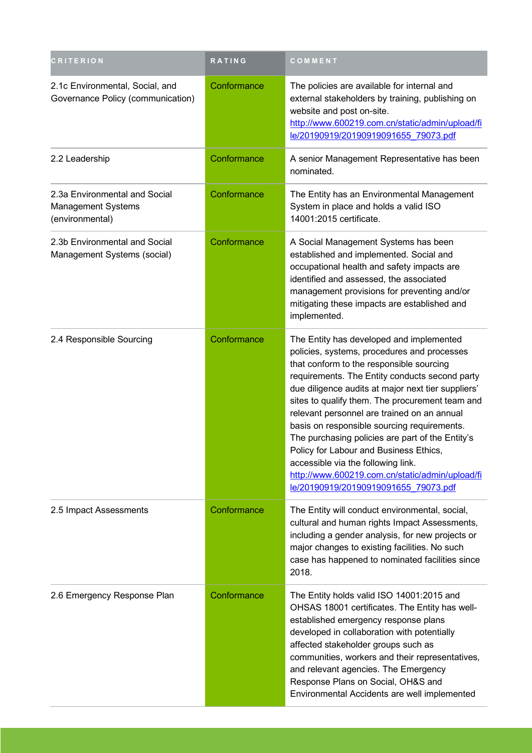| CRITERION | RATING | COMMENT |
| --- | --- | --- |
| 2.1c Environmental, Social, and Governance Policy (communication) | Conformance | The policies are available for internal and external stakeholders by training, publishing on website and post on-site. http://www.600219.com.cn/static/admin/upload/file/20190919/20190919091655_79073.pdf |
| 2.2 Leadership | Conformance | A senior Management Representative has been nominated. |
| 2.3a Environmental and Social Management Systems (environmental) | Conformance | The Entity has an Environmental Management System in place and holds a valid ISO 14001:2015 certificate. |
| 2.3b Environmental and Social Management Systems (social) | Conformance | A Social Management Systems has been established and implemented. Social and occupational health and safety impacts are identified and assessed, the associated management provisions for preventing and/or mitigating these impacts are established and implemented. |
| 2.4 Responsible Sourcing | Conformance | The Entity has developed and implemented policies, systems, procedures and processes that conform to the responsible sourcing requirements. The Entity conducts second party due diligence audits at major next tier suppliers' sites to qualify them. The procurement team and relevant personnel are trained on an annual basis on responsible sourcing requirements. The purchasing policies are part of the Entity's Policy for Labour and Business Ethics, accessible via the following link. http://www.600219.com.cn/static/admin/upload/file/20190919/20190919091655_79073.pdf |
| 2.5 Impact Assessments | Conformance | The Entity will conduct environmental, social, cultural and human rights Impact Assessments, including a gender analysis, for new projects or major changes to existing facilities. No such case has happened to nominated facilities since 2018. |
| 2.6 Emergency Response Plan | Conformance | The Entity holds valid ISO 14001:2015 and OHSAS 18001 certificates. The Entity has well-established emergency response plans developed in collaboration with potentially affected stakeholder groups such as communities, workers and their representatives, and relevant agencies. The Emergency Response Plans on Social, OH&S and Environmental Accidents are well implemented |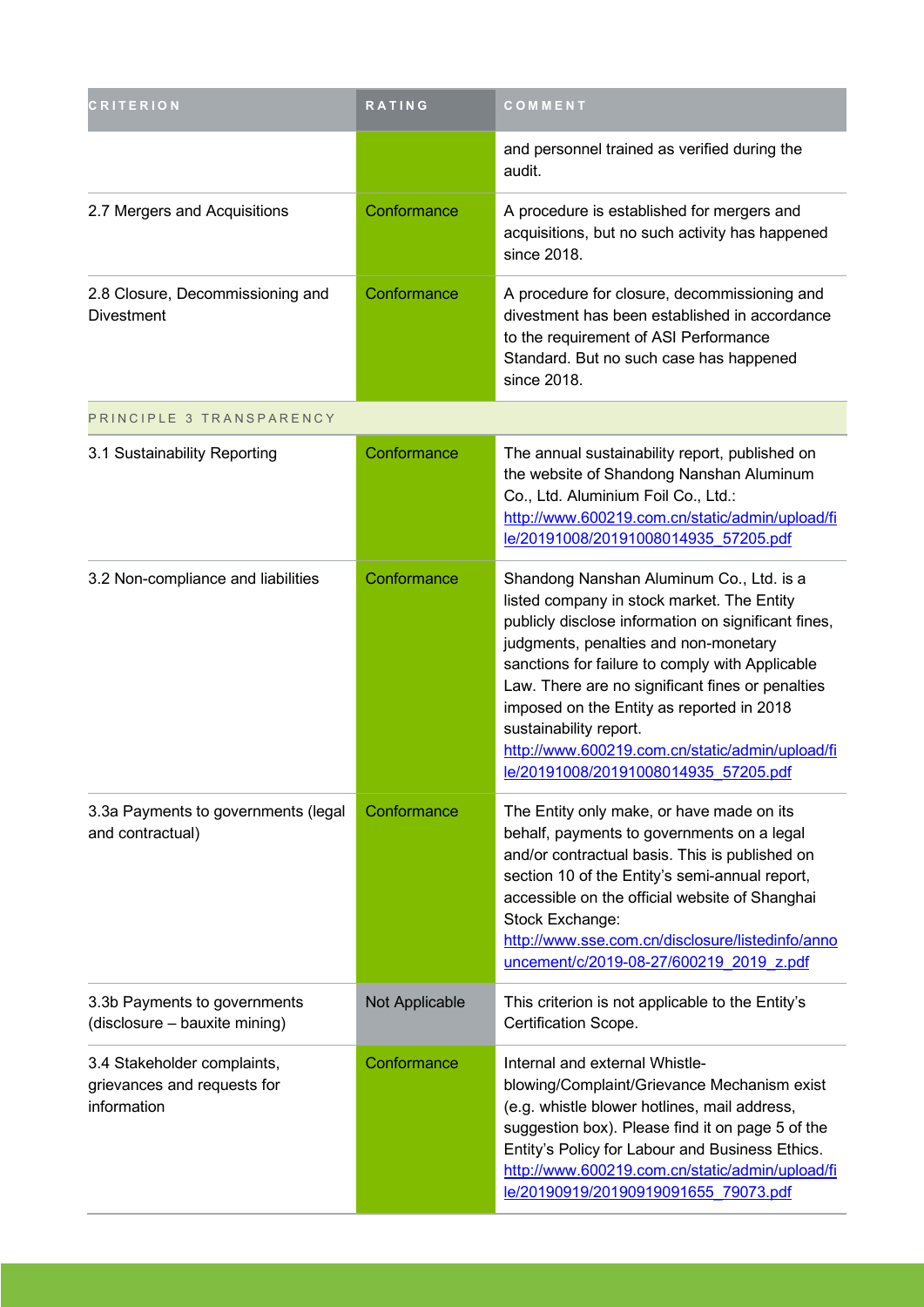| CRITERION | RATING | COMMENT |
| --- | --- | --- |
| | | and personnel trained as verified during the audit. |
| 2.7 Mergers and Acquisitions | Conformance | A procedure is established for mergers and acquisitions, but no such activity has happened since 2018. |
| 2.8 Closure, Decommissioning and Divestment | Conformance | A procedure for closure, decommissioning and divestment has been established in accordance to the requirement of ASI Performance Standard. But no such case has happened since 2018. |
| PRINCIPLE 3 TRANSPARENCY | | |
| 3.1 Sustainability Reporting | Conformance | The annual sustainability report, published on the website of Shandong Nanshan Aluminum Co., Ltd. Aluminium Foil Co., Ltd.: http://www.600219.com.cn/static/admin/upload/file/20191008/20191008014935_57205.pdf |
| 3.2 Non-compliance and liabilities | Conformance | Shandong Nanshan Aluminum Co., Ltd. is a listed company in stock market. The Entity publicly disclose information on significant fines, judgments, penalties and non-monetary sanctions for failure to comply with Applicable Law. There are no significant fines or penalties imposed on the Entity as reported in 2018 sustainability report. http://www.600219.com.cn/static/admin/upload/file/20191008/20191008014935_57205.pdf |
| 3.3a Payments to governments (legal and contractual) | Conformance | The Entity only make, or have made on its behalf, payments to governments on a legal and/or contractual basis. This is published on section 10 of the Entity's semi-annual report, accessible on the official website of Shanghai Stock Exchange: http://www.sse.com.cn/disclosure/listedinfo/announcement/c/2019-08-27/600219_2019_z.pdf |
| 3.3b Payments to governments (disclosure – bauxite mining) | Not Applicable | This criterion is not applicable to the Entity's Certification Scope. |
| 3.4 Stakeholder complaints, grievances and requests for information | Conformance | Internal and external Whistle-blowing/Complaint/Grievance Mechanism exist (e.g. whistle blower hotlines, mail address, suggestion box). Please find it on page 5 of the Entity's Policy for Labour and Business Ethics. http://www.600219.com.cn/static/admin/upload/file/20190919/20190919091655_79073.pdf |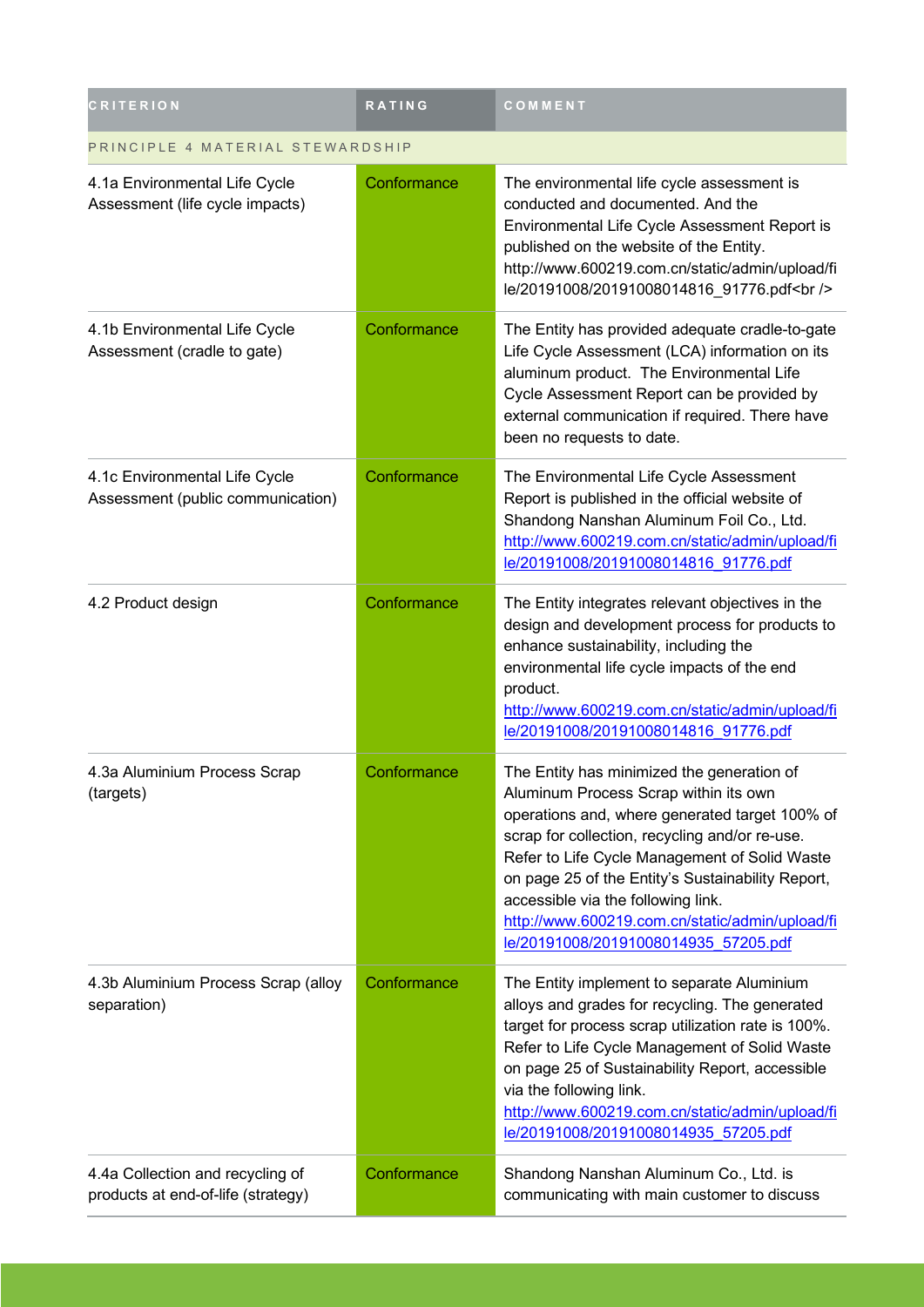| CRITERION | RATING | COMMENT |
|---|---|---|
| PRINCIPLE 4 MATERIAL STEWARDSHIP | | |
| 4.1a Environmental Life Cycle Assessment (life cycle impacts) | Conformance | The environmental life cycle assessment is conducted and documented. And the Environmental Life Cycle Assessment Report is published on the website of the Entity. http://www.600219.com.cn/static/admin/upload/file/20191008/20191008014816_91776.pdf<br /> |
| 4.1b Environmental Life Cycle Assessment (cradle to gate) | Conformance | The Entity has provided adequate cradle-to-gate Life Cycle Assessment (LCA) information on its aluminum product. The Environmental Life Cycle Assessment Report can be provided by external communication if required. There have been no requests to date. |
| 4.1c Environmental Life Cycle Assessment (public communication) | Conformance | The Environmental Life Cycle Assessment Report is published in the official website of Shandong Nanshan Aluminum Foil Co., Ltd. http://www.600219.com.cn/static/admin/upload/file/20191008/20191008014816_91776.pdf |
| 4.2 Product design | Conformance | The Entity integrates relevant objectives in the design and development process for products to enhance sustainability, including the environmental life cycle impacts of the end product. http://www.600219.com.cn/static/admin/upload/file/20191008/20191008014816_91776.pdf |
| 4.3a Aluminium Process Scrap (targets) | Conformance | The Entity has minimized the generation of Aluminum Process Scrap within its own operations and, where generated target 100% of scrap for collection, recycling and/or re-use. Refer to Life Cycle Management of Solid Waste on page 25 of the Entity's Sustainability Report, accessible via the following link. http://www.600219.com.cn/static/admin/upload/file/20191008/20191008014935_57205.pdf |
| 4.3b Aluminium Process Scrap (alloy separation) | Conformance | The Entity implement to separate Aluminium alloys and grades for recycling. The generated target for process scrap utilization rate is 100%. Refer to Life Cycle Management of Solid Waste on page 25 of Sustainability Report, accessible via the following link. http://www.600219.com.cn/static/admin/upload/file/20191008/20191008014935_57205.pdf |
| 4.4a Collection and recycling of products at end-of-life (strategy) | Conformance | Shandong Nanshan Aluminum Co., Ltd. is communicating with main customer to discuss |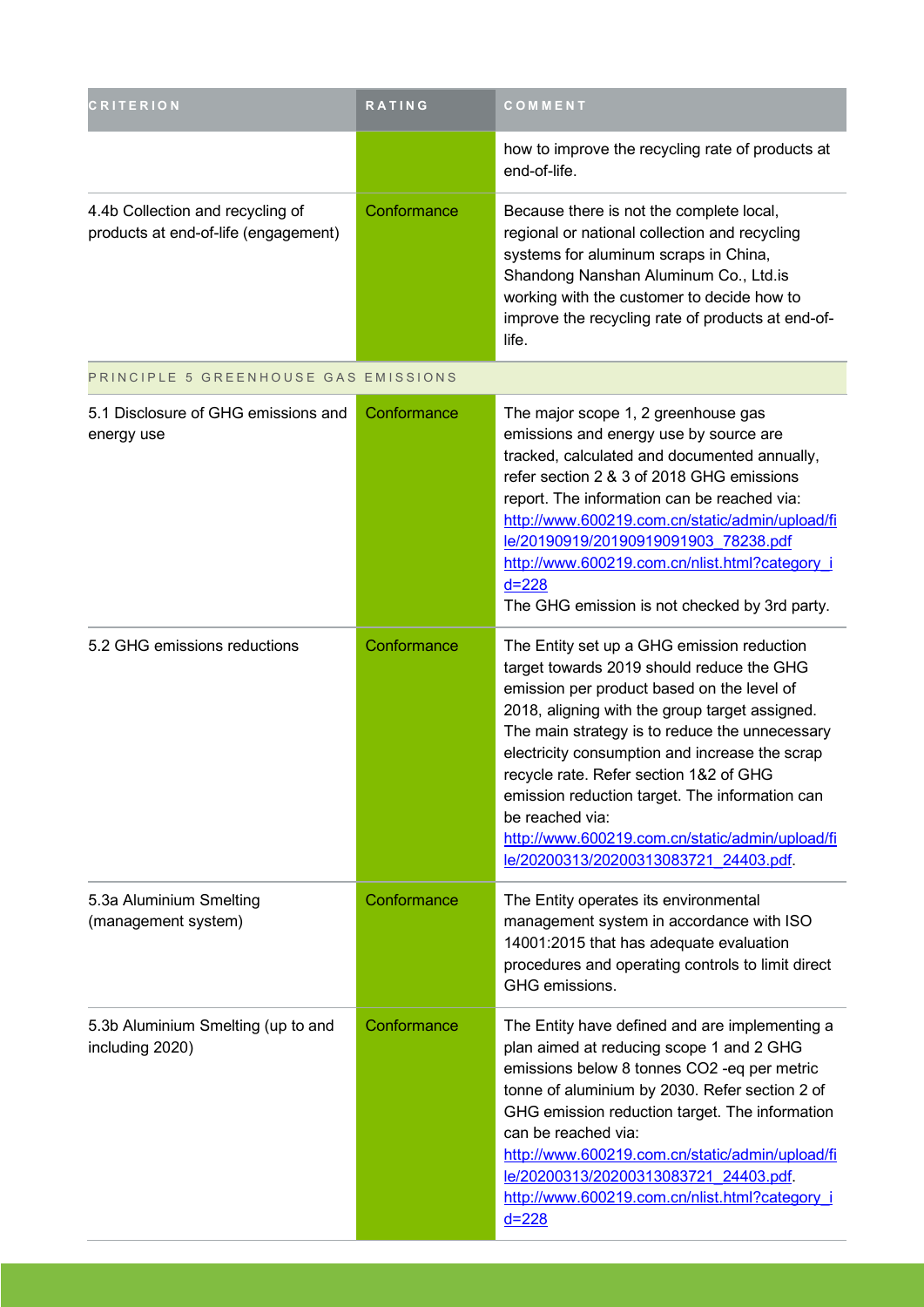| CRITERION | RATING | COMMENT |
| --- | --- | --- |
| | | how to improve the recycling rate of products at end-of-life. |
| 4.4b Collection and recycling of products at end-of-life (engagement) | Conformance | Because there is not the complete local, regional or national collection and recycling systems for aluminum scraps in China, Shandong Nanshan Aluminum Co., Ltd.is working with the customer to decide how to improve the recycling rate of products at end-of-life. |
| PRINCIPLE 5 GREENHOUSE GAS EMISSIONS | | |
| 5.1 Disclosure of GHG emissions and energy use | Conformance | The major scope 1, 2 greenhouse gas emissions and energy use by source are tracked, calculated and documented annually, refer section 2 & 3 of 2018 GHG emissions report. The information can be reached via: http://www.600219.com.cn/static/admin/upload/file/20190919/20190919091903_78238.pdf http://www.600219.com.cn/nlist.html?category_id=228 The GHG emission is not checked by 3rd party. |
| 5.2 GHG emissions reductions | Conformance | The Entity set up a GHG emission reduction target towards 2019 should reduce the GHG emission per product based on the level of 2018, aligning with the group target assigned. The main strategy is to reduce the unnecessary electricity consumption and increase the scrap recycle rate. Refer section 1&2 of GHG emission reduction target. The information can be reached via: http://www.600219.com.cn/static/admin/upload/file/20200313/20200313083721_24403.pdf. |
| 5.3a Aluminium Smelting (management system) | Conformance | The Entity operates its environmental management system in accordance with ISO 14001:2015 that has adequate evaluation procedures and operating controls to limit direct GHG emissions. |
| 5.3b Aluminium Smelting (up to and including 2020) | Conformance | The Entity have defined and are implementing a plan aimed at reducing scope 1 and 2 GHG emissions below 8 tonnes CO2 -eq per metric tonne of aluminium by 2030. Refer section 2 of GHG emission reduction target. The information can be reached via: http://www.600219.com.cn/static/admin/upload/file/20200313/20200313083721_24403.pdf. http://www.600219.com.cn/nlist.html?category_id=228 |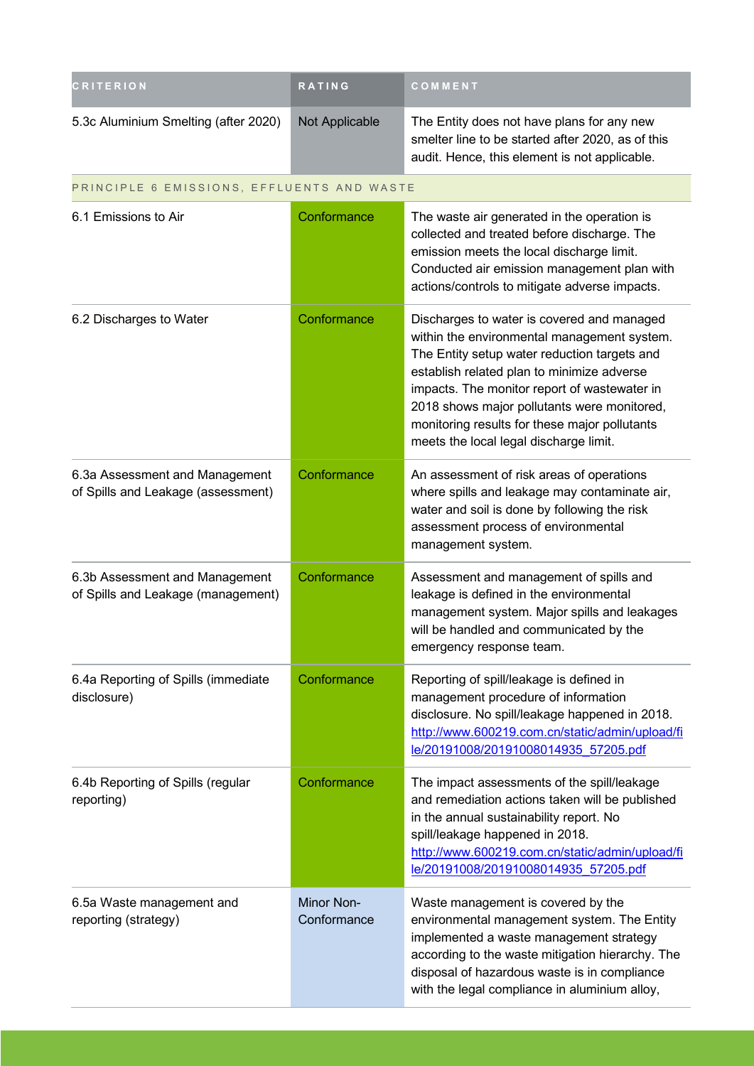| CRITERION | RATING | COMMENT |
| --- | --- | --- |
| 5.3c Aluminium Smelting (after 2020) | Not Applicable | The Entity does not have plans for any new smelter line to be started after 2020, as of this audit. Hence, this element is not applicable. |
| PRINCIPLE 6 EMISSIONS, EFFLUENTS AND WASTE | | |
| 6.1 Emissions to Air | Conformance | The waste air generated in the operation is collected and treated before discharge. The emission meets the local discharge limit. Conducted air emission management plan with actions/controls to mitigate adverse impacts. |
| 6.2 Discharges to Water | Conformance | Discharges to water is covered and managed within the environmental management system. The Entity setup water reduction targets and establish related plan to minimize adverse impacts. The monitor report of wastewater in 2018 shows major pollutants were monitored, monitoring results for these major pollutants meets the local legal discharge limit. |
| 6.3a Assessment and Management of Spills and Leakage (assessment) | Conformance | An assessment of risk areas of operations where spills and leakage may contaminate air, water and soil is done by following the risk assessment process of environmental management system. |
| 6.3b Assessment and Management of Spills and Leakage (management) | Conformance | Assessment and management of spills and leakage is defined in the environmental management system. Major spills and leakages will be handled and communicated by the emergency response team. |
| 6.4a Reporting of Spills (immediate disclosure) | Conformance | Reporting of spill/leakage is defined in management procedure of information disclosure. No spill/leakage happened in 2018. http://www.600219.com.cn/static/admin/upload/file/20191008/20191008014935_57205.pdf |
| 6.4b Reporting of Spills (regular reporting) | Conformance | The impact assessments of the spill/leakage and remediation actions taken will be published in the annual sustainability report. No spill/leakage happened in 2018. http://www.600219.com.cn/static/admin/upload/file/20191008/20191008014935_57205.pdf |
| 6.5a Waste management and reporting (strategy) | Minor Non-Conformance | Waste management is covered by the environmental management system. The Entity implemented a waste management strategy according to the waste mitigation hierarchy. The disposal of hazardous waste is in compliance with the legal compliance in aluminium alloy, |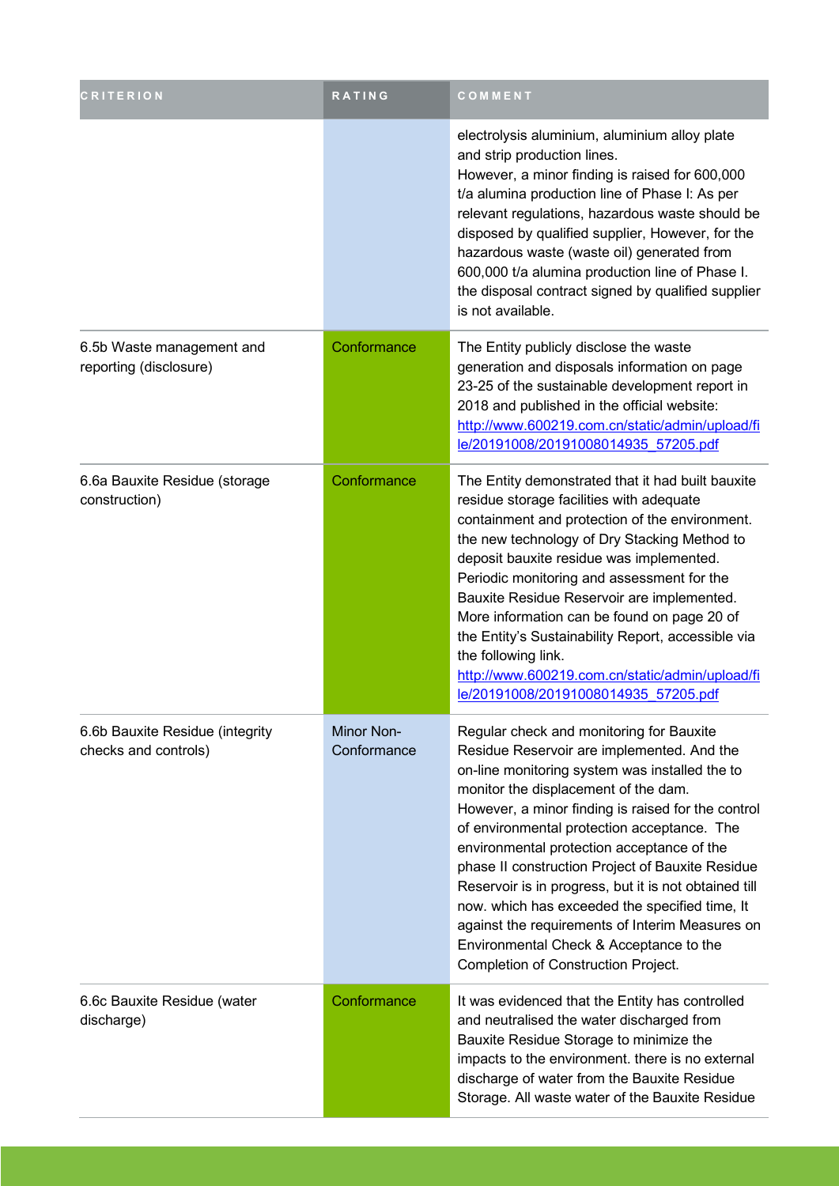| CRITERION | RATING | COMMENT |
| --- | --- | --- |
| | | electrolysis aluminium, aluminium alloy plate and strip production lines.<br>However, a minor finding is raised for 600,000 t/a alumina production line of Phase I: As per relevant regulations, hazardous waste should be disposed by qualified supplier, However, for the hazardous waste (waste oil) generated from 600,000 t/a alumina production line of Phase I. the disposal contract signed by qualified supplier is not available. |
| 6.5b Waste management and reporting (disclosure) | Conformance | The Entity publicly disclose the waste generation and disposals information on page 23-25 of the sustainable development report in 2018 and published in the official website: http://www.600219.com.cn/static/admin/upload/file/20191008/20191008014935_57205.pdf |
| 6.6a Bauxite Residue (storage construction) | Conformance | The Entity demonstrated that it had built bauxite residue storage facilities with adequate containment and protection of the environment. the new technology of Dry Stacking Method to deposit bauxite residue was implemented. Periodic monitoring and assessment for the Bauxite Residue Reservoir are implemented. More information can be found on page 20 of the Entity's Sustainability Report, accessible via the following link. http://www.600219.com.cn/static/admin/upload/file/20191008/20191008014935_57205.pdf |
| 6.6b Bauxite Residue (integrity checks and controls) | Minor Non-Conformance | Regular check and monitoring for Bauxite Residue Reservoir are implemented. And the on-line monitoring system was installed the to monitor the displacement of the dam.<br>However, a minor finding is raised for the control of environmental protection acceptance. The environmental protection acceptance of the phase II construction Project of Bauxite Residue Reservoir is in progress, but it is not obtained till now. which has exceeded the specified time, It against the requirements of Interim Measures on Environmental Check & Acceptance to the Completion of Construction Project. |
| 6.6c Bauxite Residue (water discharge) | Conformance | It was evidenced that the Entity has controlled and neutralised the water discharged from Bauxite Residue Storage to minimize the impacts to the environment. there is no external discharge of water from the Bauxite Residue Storage. All waste water of the Bauxite Residue |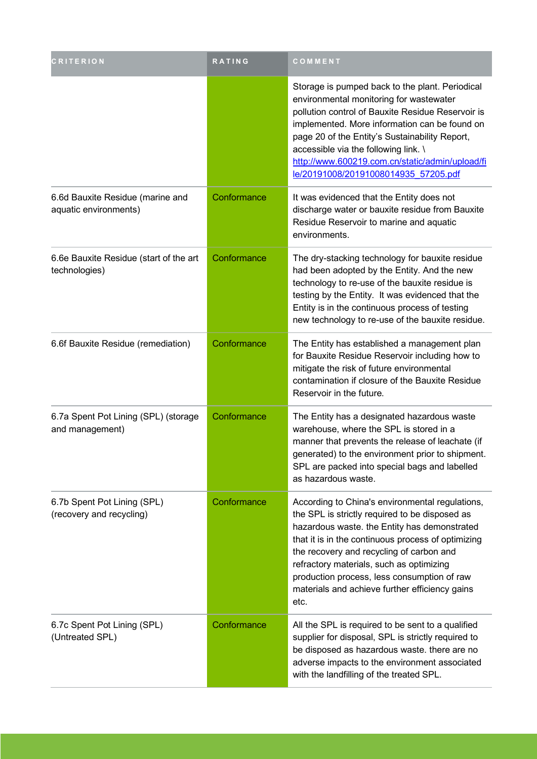| CRITERION | RATING | COMMENT |
|---|---|---|
| | | Storage is pumped back to the plant. Periodical environmental monitoring for wastewater pollution control of Bauxite Residue Reservoir is implemented. More information can be found on page 20 of the Entity's Sustainability Report, accessible via the following link. \ http://www.600219.com.cn/static/admin/upload/file/20191008/20191008014935_57205.pdf |
| 6.6d Bauxite Residue (marine and aquatic environments) | Conformance | It was evidenced that the Entity does not discharge water or bauxite residue from Bauxite Residue Reservoir to marine and aquatic environments. |
| 6.6e Bauxite Residue (start of the art technologies) | Conformance | The dry-stacking technology for bauxite residue had been adopted by the Entity. And the new technology to re-use of the bauxite residue is testing by the Entity. It was evidenced that the Entity is in the continuous process of testing new technology to re-use of the bauxite residue. |
| 6.6f Bauxite Residue (remediation) | Conformance | The Entity has established a management plan for Bauxite Residue Reservoir including how to mitigate the risk of future environmental contamination if closure of the Bauxite Residue Reservoir in the future. |
| 6.7a Spent Pot Lining (SPL) (storage and management) | Conformance | The Entity has a designated hazardous waste warehouse, where the SPL is stored in a manner that prevents the release of leachate (if generated) to the environment prior to shipment. SPL are packed into special bags and labelled as hazardous waste. |
| 6.7b Spent Pot Lining (SPL) (recovery and recycling) | Conformance | According to China's environmental regulations, the SPL is strictly required to be disposed as hazardous waste. the Entity has demonstrated that it is in the continuous process of optimizing the recovery and recycling of carbon and refractory materials, such as optimizing production process, less consumption of raw materials and achieve further efficiency gains etc. |
| 6.7c Spent Pot Lining (SPL) (Untreated SPL) | Conformance | All the SPL is required to be sent to a qualified supplier for disposal, SPL is strictly required to be disposed as hazardous waste. there are no adverse impacts to the environment associated with the landfilling of the treated SPL. |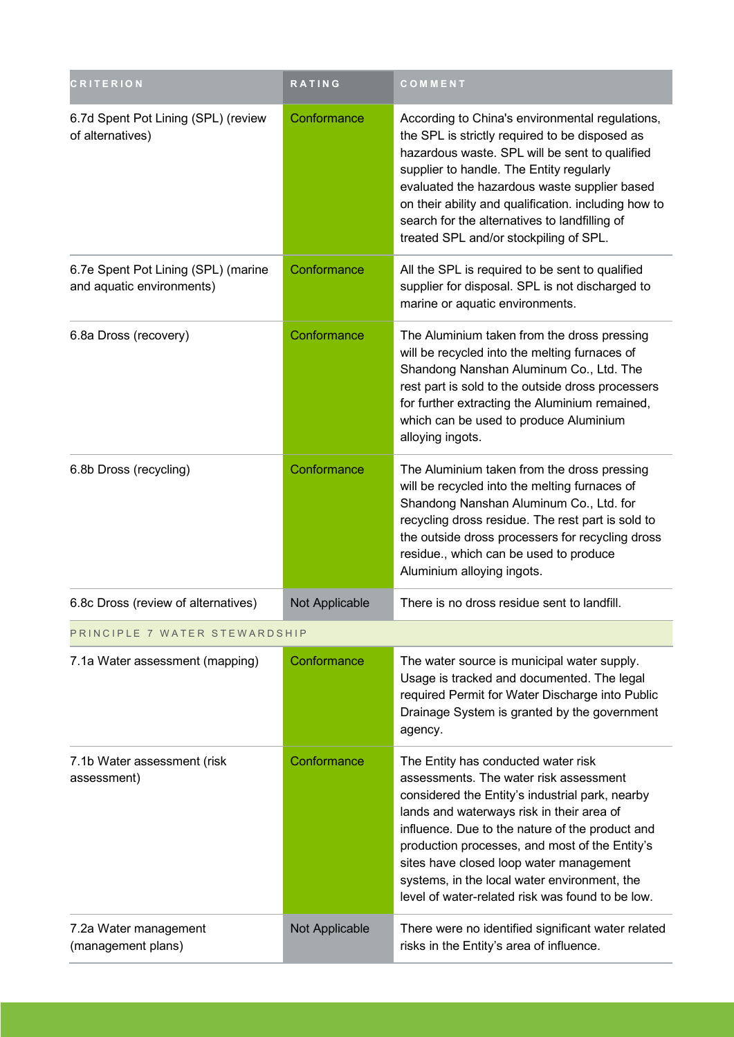| CRITERION | RATING | COMMENT |
| --- | --- | --- |
| 6.7d Spent Pot Lining (SPL) (review of alternatives) | Conformance | According to China's environmental regulations, the SPL is strictly required to be disposed as hazardous waste. SPL will be sent to qualified supplier to handle. The Entity regularly evaluated the hazardous waste supplier based on their ability and qualification. including how to search for the alternatives to landfilling of treated SPL and/or stockpiling of SPL. |
| 6.7e Spent Pot Lining (SPL) (marine and aquatic environments) | Conformance | All the SPL is required to be sent to qualified supplier for disposal. SPL is not discharged to marine or aquatic environments. |
| 6.8a Dross (recovery) | Conformance | The Aluminium taken from the dross pressing will be recycled into the melting furnaces of Shandong Nanshan Aluminum Co., Ltd. The rest part is sold to the outside dross processers for further extracting the Aluminium remained, which can be used to produce Aluminium alloying ingots. |
| 6.8b Dross (recycling) | Conformance | The Aluminium taken from the dross pressing will be recycled into the melting furnaces of Shandong Nanshan Aluminum Co., Ltd. for recycling dross residue. The rest part is sold to the outside dross processers for recycling dross residue., which can be used to produce Aluminium alloying ingots. |
| 6.8c Dross (review of alternatives) | Not Applicable | There is no dross residue sent to landfill. |
| PRINCIPLE 7 WATER STEWARDSHIP | | |
| 7.1a Water assessment (mapping) | Conformance | The water source is municipal water supply. Usage is tracked and documented. The legal required Permit for Water Discharge into Public Drainage System is granted by the government agency. |
| 7.1b Water assessment (risk assessment) | Conformance | The Entity has conducted water risk assessments. The water risk assessment considered the Entity's industrial park, nearby lands and waterways risk in their area of influence. Due to the nature of the product and production processes, and most of the Entity's sites have closed loop water management systems, in the local water environment, the level of water-related risk was found to be low. |
| 7.2a Water management (management plans) | Not Applicable | There were no identified significant water related risks in the Entity's area of influence. |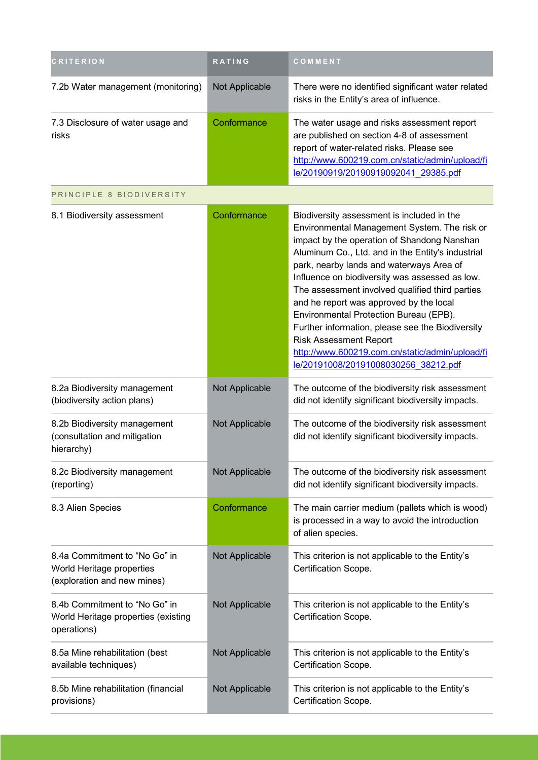| CRITERION | RATING | COMMENT |
|---|---|---|
| 7.2b Water management (monitoring) | Not Applicable | There were no identified significant water related risks in the Entity's area of influence. |
| 7.3 Disclosure of water usage and risks | Conformance | The water usage and risks assessment report are published on section 4-8 of assessment report of water-related risks. Please see http://www.600219.com.cn/static/admin/upload/file/20190919/20190919092041_29385.pdf |
| PRINCIPLE 8 BIODIVERSITY | | |
| 8.1 Biodiversity assessment | Conformance | Biodiversity assessment is included in the Environmental Management System. The risk or impact by the operation of Shandong Nanshan Aluminum Co., Ltd. and in the Entity's industrial park, nearby lands and waterways Area of Influence on biodiversity was assessed as low. The assessment involved qualified third parties and he report was approved by the local Environmental Protection Bureau (EPB). Further information, please see the Biodiversity Risk Assessment Report http://www.600219.com.cn/static/admin/upload/file/20191008/20191008030256_38212.pdf |
| 8.2a Biodiversity management (biodiversity action plans) | Not Applicable | The outcome of the biodiversity risk assessment did not identify significant biodiversity impacts. |
| 8.2b Biodiversity management (consultation and mitigation hierarchy) | Not Applicable | The outcome of the biodiversity risk assessment did not identify significant biodiversity impacts. |
| 8.2c Biodiversity management (reporting) | Not Applicable | The outcome of the biodiversity risk assessment did not identify significant biodiversity impacts. |
| 8.3 Alien Species | Conformance | The main carrier medium (pallets which is wood) is processed in a way to avoid the introduction of alien species. |
| 8.4a Commitment to "No Go" in World Heritage properties (exploration and new mines) | Not Applicable | This criterion is not applicable to the Entity's Certification Scope. |
| 8.4b Commitment to "No Go" in World Heritage properties (existing operations) | Not Applicable | This criterion is not applicable to the Entity's Certification Scope. |
| 8.5a Mine rehabilitation (best available techniques) | Not Applicable | This criterion is not applicable to the Entity's Certification Scope. |
| 8.5b Mine rehabilitation (financial provisions) | Not Applicable | This criterion is not applicable to the Entity's Certification Scope. |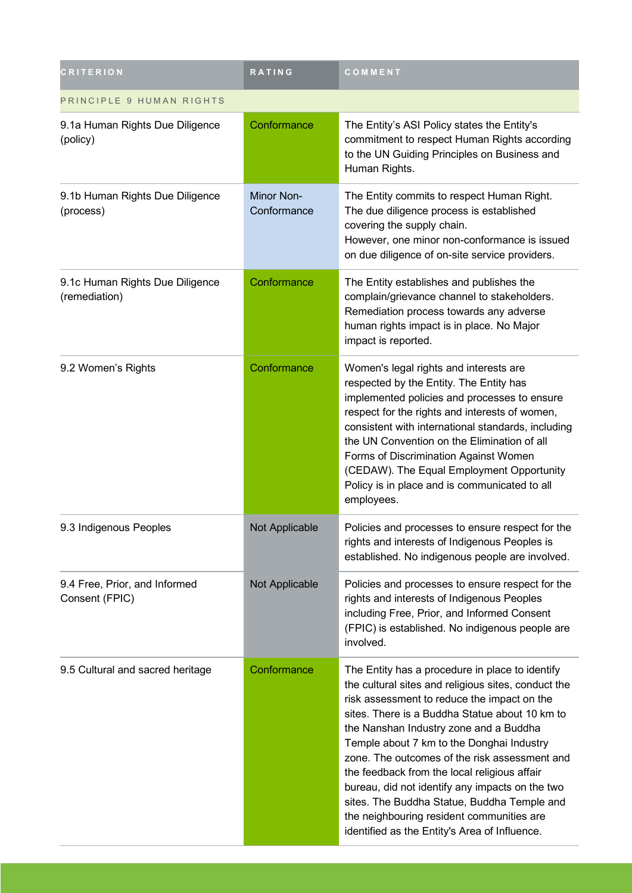| CRITERION | RATING | COMMENT |
|---|---|---|
| PRINCIPLE 9 HUMAN RIGHTS | | |
| 9.1a Human Rights Due Diligence (policy) | Conformance | The Entity’s ASI Policy states the Entity's commitment to respect Human Rights according to the UN Guiding Principles on Business and Human Rights. |
| 9.1b Human Rights Due Diligence (process) | Minor Non-Conformance | The Entity commits to respect Human Right. The due diligence process is established covering the supply chain. However, one minor non-conformance is issued on due diligence of on-site service providers. |
| 9.1c Human Rights Due Diligence (remediation) | Conformance | The Entity establishes and publishes the complain/grievance channel to stakeholders. Remediation process towards any adverse human rights impact is in place. No Major impact is reported. |
| 9.2 Women’s Rights | Conformance | Women's legal rights and interests are respected by the Entity. The Entity has implemented policies and processes to ensure respect for the rights and interests of women, consistent with international standards, including the UN Convention on the Elimination of all Forms of Discrimination Against Women (CEDAW). The Equal Employment Opportunity Policy is in place and is communicated to all employees. |
| 9.3 Indigenous Peoples | Not Applicable | Policies and processes to ensure respect for the rights and interests of Indigenous Peoples is established. No indigenous people are involved. |
| 9.4 Free, Prior, and Informed Consent (FPIC) | Not Applicable | Policies and processes to ensure respect for the rights and interests of Indigenous Peoples including Free, Prior, and Informed Consent (FPIC) is established. No indigenous people are involved. |
| 9.5 Cultural and sacred heritage | Conformance | The Entity has a procedure in place to identify the cultural sites and religious sites, conduct the risk assessment to reduce the impact on the sites. There is a Buddha Statue about 10 km to the Nanshan Industry zone and a Buddha Temple about 7 km to the Donghai Industry zone. The outcomes of the risk assessment and the feedback from the local religious affair bureau, did not identify any impacts on the two sites. The Buddha Statue, Buddha Temple and the neighbouring resident communities are identified as the Entity's Area of Influence. |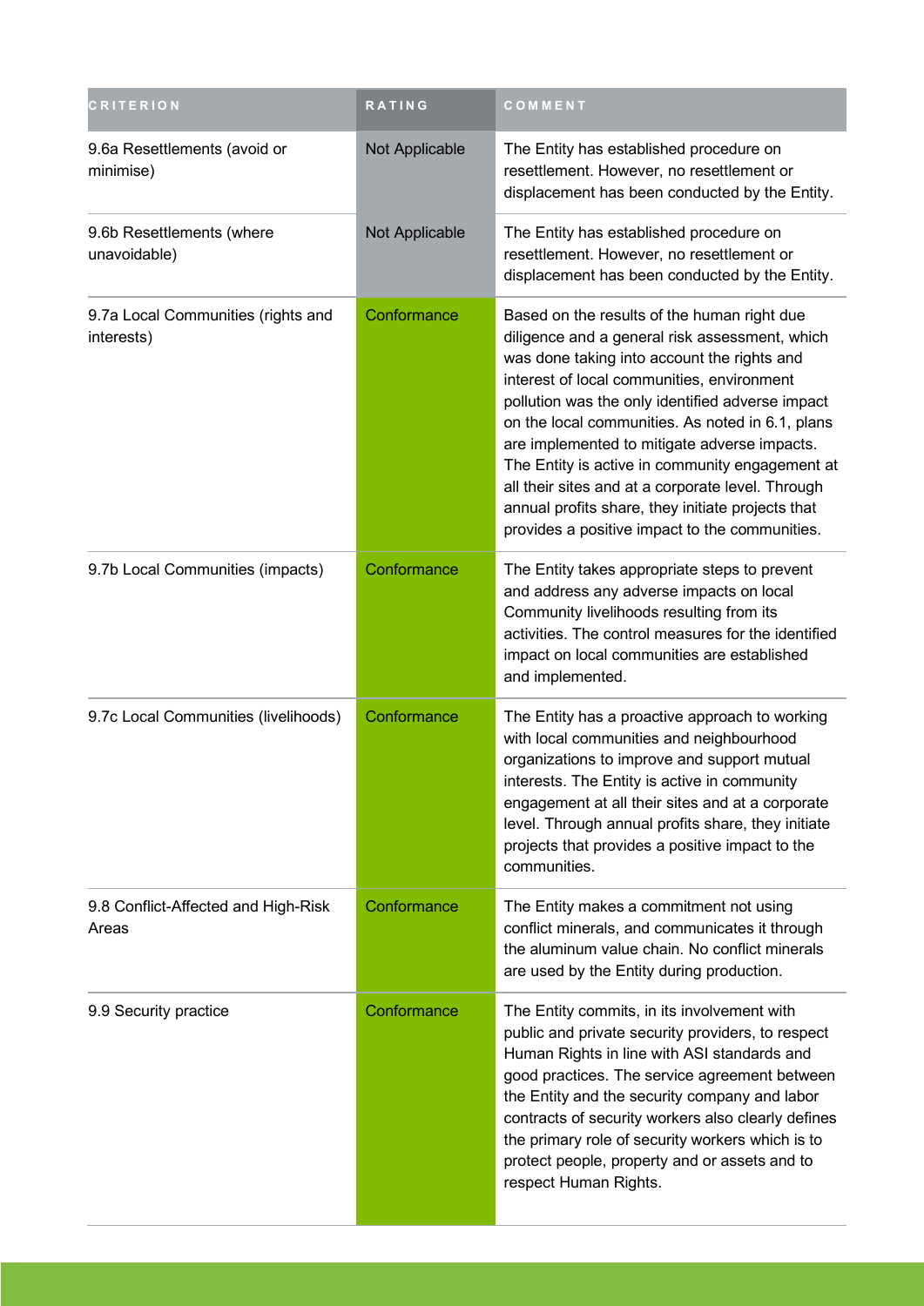| CRITERION | RATING | COMMENT |
| --- | --- | --- |
| 9.6a Resettlements (avoid or minimise) | Not Applicable | The Entity has established procedure on resettlement. However, no resettlement or displacement has been conducted by the Entity. |
| 9.6b Resettlements (where unavoidable) | Not Applicable | The Entity has established procedure on resettlement. However, no resettlement or displacement has been conducted by the Entity. |
| 9.7a Local Communities (rights and interests) | Conformance | Based on the results of the human right due diligence and a general risk assessment, which was done taking into account the rights and interest of local communities, environment pollution was the only identified adverse impact on the local communities. As noted in 6.1, plans are implemented to mitigate adverse impacts. The Entity is active in community engagement at all their sites and at a corporate level. Through annual profits share, they initiate projects that provides a positive impact to the communities. |
| 9.7b Local Communities (impacts) | Conformance | The Entity takes appropriate steps to prevent and address any adverse impacts on local Community livelihoods resulting from its activities. The control measures for the identified impact on local communities are established and implemented. |
| 9.7c Local Communities (livelihoods) | Conformance | The Entity has a proactive approach to working with local communities and neighbourhood organizations to improve and support mutual interests. The Entity is active in community engagement at all their sites and at a corporate level. Through annual profits share, they initiate projects that provides a positive impact to the communities. |
| 9.8 Conflict-Affected and High-Risk Areas | Conformance | The Entity makes a commitment not using conflict minerals, and communicates it through the aluminum value chain. No conflict minerals are used by the Entity during production. |
| 9.9 Security practice | Conformance | The Entity commits, in its involvement with public and private security providers, to respect Human Rights in line with ASI standards and good practices. The service agreement between the Entity and the security company and labor contracts of security workers also clearly defines the primary role of security workers which is to protect people, property and or assets and to respect Human Rights. |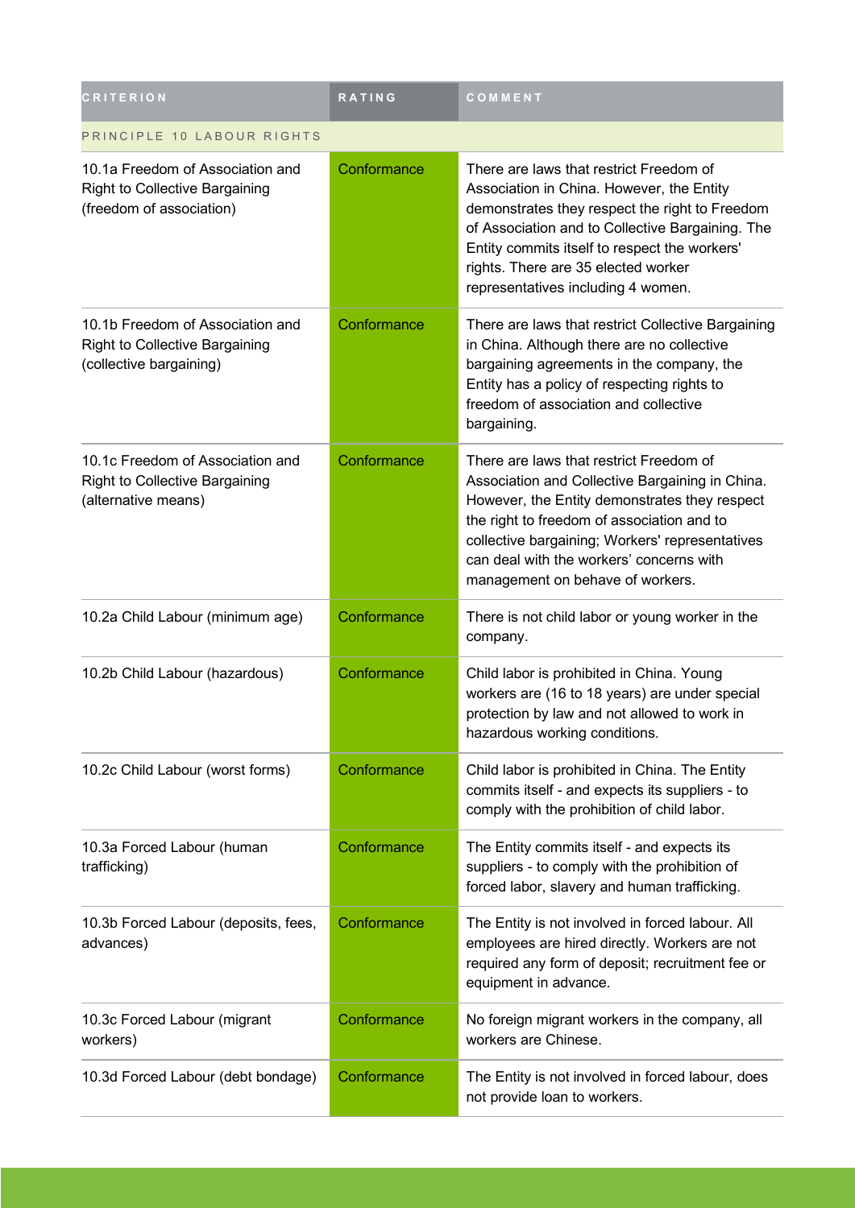| CRITERION | RATING | COMMENT |
| --- | --- | --- |
| PRINCIPLE 10 LABOUR RIGHTS | | |
| 10.1a Freedom of Association and Right to Collective Bargaining (freedom of association) | Conformance | There are laws that restrict Freedom of Association in China. However, the Entity demonstrates they respect the right to Freedom of Association and to Collective Bargaining. The Entity commits itself to respect the workers' rights. There are 35 elected worker representatives including 4 women. |
| 10.1b Freedom of Association and Right to Collective Bargaining (collective bargaining) | Conformance | There are laws that restrict Collective Bargaining in China. Although there are no collective bargaining agreements in the company, the Entity has a policy of respecting rights to freedom of association and collective bargaining. |
| 10.1c Freedom of Association and Right to Collective Bargaining (alternative means) | Conformance | There are laws that restrict Freedom of Association and Collective Bargaining in China. However, the Entity demonstrates they respect the right to freedom of association and to collective bargaining; Workers' representatives can deal with the workers' concerns with management on behave of workers. |
| 10.2a Child Labour (minimum age) | Conformance | There is not child labor or young worker in the company. |
| 10.2b Child Labour (hazardous) | Conformance | Child labor is prohibited in China. Young workers are (16 to 18 years) are under special protection by law and not allowed to work in hazardous working conditions. |
| 10.2c Child Labour (worst forms) | Conformance | Child labor is prohibited in China. The Entity commits itself - and expects its suppliers - to comply with the prohibition of child labor. |
| 10.3a Forced Labour (human trafficking) | Conformance | The Entity commits itself - and expects its suppliers - to comply with the prohibition of forced labor, slavery and human trafficking. |
| 10.3b Forced Labour (deposits, fees, advances) | Conformance | The Entity is not involved in forced labour. All employees are hired directly. Workers are not required any form of deposit; recruitment fee or equipment in advance. |
| 10.3c Forced Labour (migrant workers) | Conformance | No foreign migrant workers in the company, all workers are Chinese. |
| 10.3d Forced Labour (debt bondage) | Conformance | The Entity is not involved in forced labour, does not provide loan to workers. |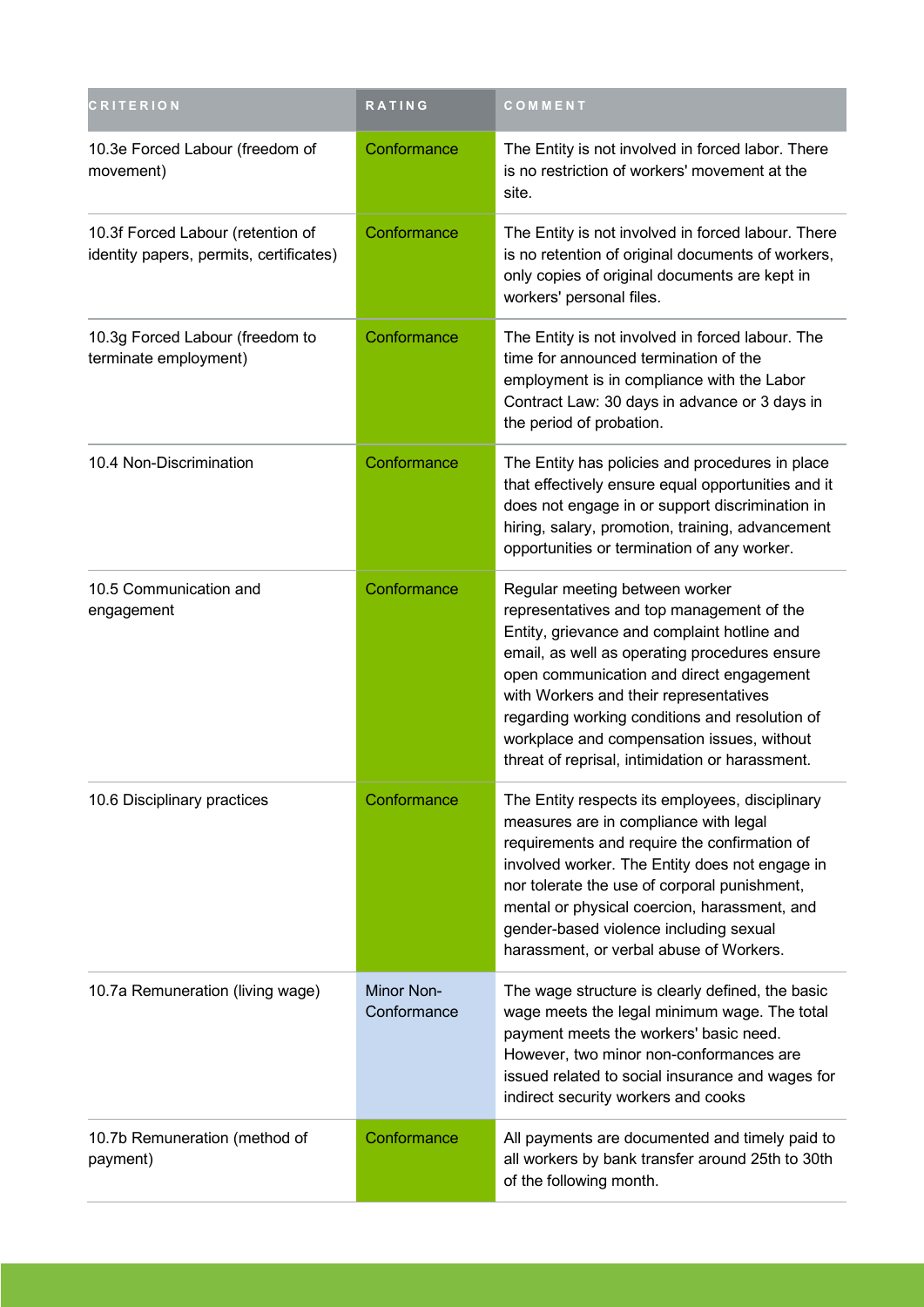| CRITERION | RATING | COMMENT |
| --- | --- | --- |
| 10.3e Forced Labour (freedom of movement) | Conformance | The Entity is not involved in forced labor. There is no restriction of workers' movement at the site. |
| 10.3f Forced Labour (retention of identity papers, permits, certificates) | Conformance | The Entity is not involved in forced labour. There is no retention of original documents of workers, only copies of original documents are kept in workers' personal files. |
| 10.3g Forced Labour (freedom to terminate employment) | Conformance | The Entity is not involved in forced labour. The time for announced termination of the employment is in compliance with the Labor Contract Law: 30 days in advance or 3 days in the period of probation. |
| 10.4 Non-Discrimination | Conformance | The Entity has policies and procedures in place that effectively ensure equal opportunities and it does not engage in or support discrimination in hiring, salary, promotion, training, advancement opportunities or termination of any worker. |
| 10.5 Communication and engagement | Conformance | Regular meeting between worker representatives and top management of the Entity, grievance and complaint hotline and email, as well as operating procedures ensure open communication and direct engagement with Workers and their representatives regarding working conditions and resolution of workplace and compensation issues, without threat of reprisal, intimidation or harassment. |
| 10.6 Disciplinary practices | Conformance | The Entity respects its employees, disciplinary measures are in compliance with legal requirements and require the confirmation of involved worker. The Entity does not engage in nor tolerate the use of corporal punishment, mental or physical coercion, harassment, and gender-based violence including sexual harassment, or verbal abuse of Workers. |
| 10.7a Remuneration (living wage) | Minor Non-Conformance | The wage structure is clearly defined, the basic wage meets the legal minimum wage. The total payment meets the workers' basic need. However, two minor non-conformances are issued related to social insurance and wages for indirect security workers and cooks |
| 10.7b Remuneration (method of payment) | Conformance | All payments are documented and timely paid to all workers by bank transfer around 25th to 30th of the following month. |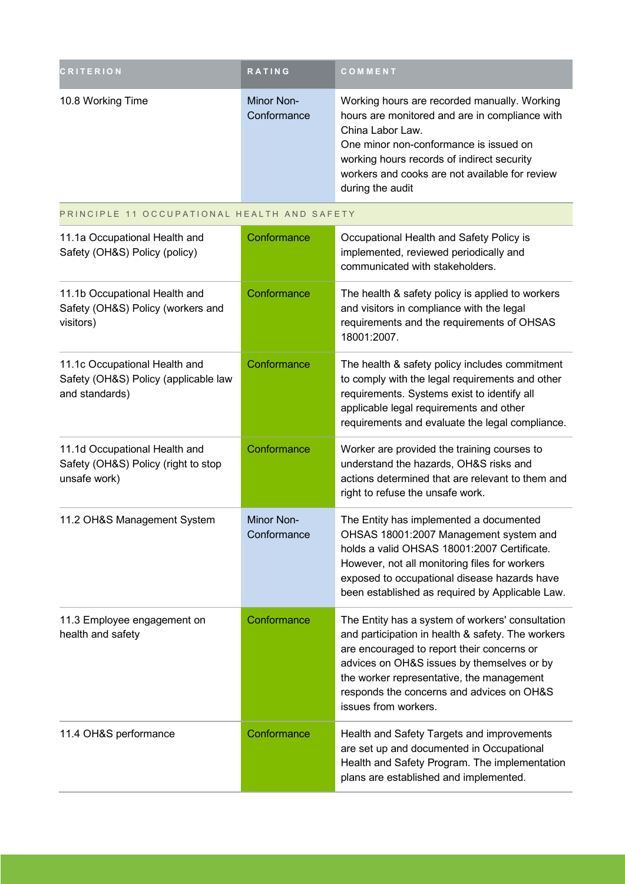| CRITERION | RATING | COMMENT |
| --- | --- | --- |
| 10.8 Working Time | Minor Non-Conformance | Working hours are recorded manually. Working hours are monitored and are in compliance with China Labor Law.<br>One minor non-conformance is issued on working hours records of indirect security workers and cooks are not available for review during the audit |
| PRINCIPLE 11 OCCUPATIONAL HEALTH AND SAFETY | | |
| 11.1a Occupational Health and Safety (OH&S) Policy (policy) | Conformance | Occupational Health and Safety Policy is implemented, reviewed periodically and communicated with stakeholders. |
| 11.1b Occupational Health and Safety (OH&S) Policy (workers and visitors) | Conformance | The health & safety policy is applied to workers and visitors in compliance with the legal requirements and the requirements of OHSAS 18001:2007. |
| 11.1c Occupational Health and Safety (OH&S) Policy (applicable law and standards) | Conformance | The health & safety policy includes commitment to comply with the legal requirements and other requirements. Systems exist to identify all applicable legal requirements and other requirements and evaluate the legal compliance. |
| 11.1d Occupational Health and Safety (OH&S) Policy (right to stop unsafe work) | Conformance | Worker are provided the training courses to understand the hazards, OH&S risks and actions determined that are relevant to them and right to refuse the unsafe work. |
| 11.2 OH&S Management System | Minor Non-Conformance | The Entity has implemented a documented OHSAS 18001:2007 Management system and holds a valid OHSAS 18001:2007 Certificate. However, not all monitoring files for workers exposed to occupational disease hazards have been established as required by Applicable Law. |
| 11.3 Employee engagement on health and safety | Conformance | The Entity has a system of workers' consultation and participation in health & safety. The workers are encouraged to report their concerns or advices on OH&S issues by themselves or by the worker representative, the management responds the concerns and advices on OH&S issues from workers. |
| 11.4 OH&S performance | Conformance | Health and Safety Targets and improvements are set up and documented in Occupational Health and Safety Program. The implementation plans are established and implemented. |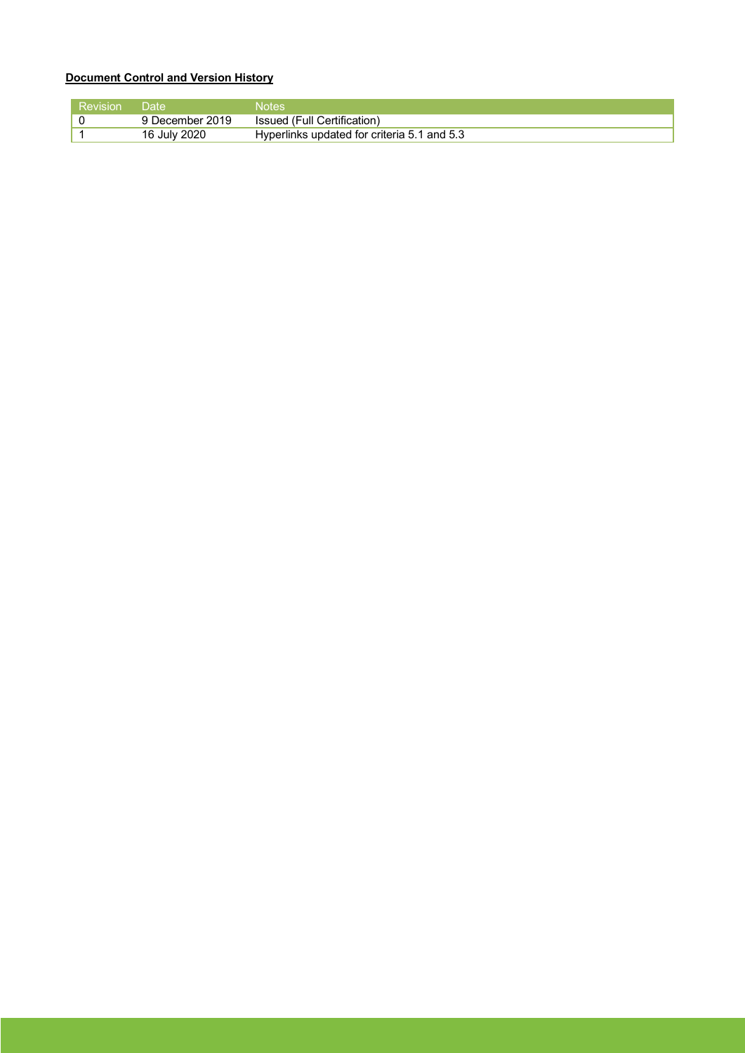**Document Control and Version History**

| Revision | Date | Notes |
|---|---|---|
| 0 | 9 December 2019 | Issued (Full Certification) |
| 1 | 16 July 2020 | Hyperlinks updated for criteria 5.1 and 5.3 |